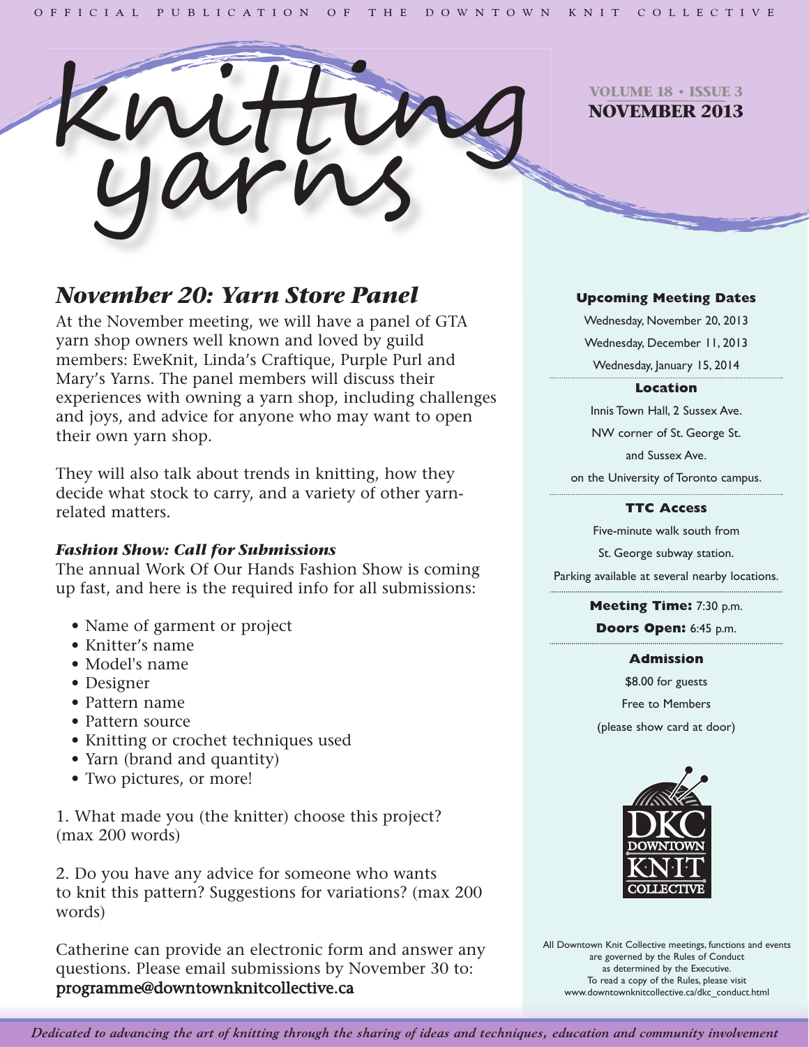OFFICIAL PUBLICATION OF THE DOWNTOWN KNIT COLLECTIVE

# Knitting yarns

**VOLUME 18 • ISSUE 3**
**NOVEMBER 2013**

## *November 20: Yarn Store Panel*

At the November meeting, we will have a panel of GTA yarn shop owners well known and loved by guild members: EweKnit, Linda's Craftique, Purple Purl and Mary's Yarns. The panel members will discuss their experiences with owning a yarn shop, including challenges and joys, and advice for anyone who may want to open their own yarn shop.

They will also talk about trends in knitting, how they decide what stock to carry, and a variety of other yarn-related matters.

### *Fashion Show: Call for Submissions*

The annual Work Of Our Hands Fashion Show is coming up fast, and here is the required info for all submissions:

- Name of garment or project
- Knitter's name
- Model's name
- Designer
- Pattern name
- Pattern source
- Knitting or crochet techniques used
- Yarn (brand and quantity)
- Two pictures, or more!

1. What made you (the knitter) choose this project? (max 200 words)

2. Do you have any advice for someone who wants to knit this pattern? Suggestions for variations? (max 200 words)

Catherine can provide an electronic form and answer any questions. Please email submissions by November 30 to: programme@downtownknitcollective.ca

**Upcoming Meeting Dates**

Wednesday, November 20, 2013

Wednesday, December 11, 2013

Wednesday, January 15, 2014

**Location**

Innis Town Hall, 2 Sussex Ave.
NW corner of St. George St.
and Sussex Ave.
on the University of Toronto campus.

**TTC Access**

Five-minute walk south from
St. George subway station.
Parking available at several nearby locations.

**Meeting Time:** 7:30 p.m.

**Doors Open:** 6:45 p.m.

**Admission**

$8.00 for guests
Free to Members
(please show card at door)

DKC DOWNTOWN KNIT COLLECTIVE

All Downtown Knit Collective meetings, functions and events are governed by the Rules of Conduct as determined by the Executive.
To read a copy of the Rules, please visit www.downtownknitcollective.ca/dkc_conduct.html

*Dedicated to advancing the art of knitting through the sharing of ideas and techniques, education and community involvement*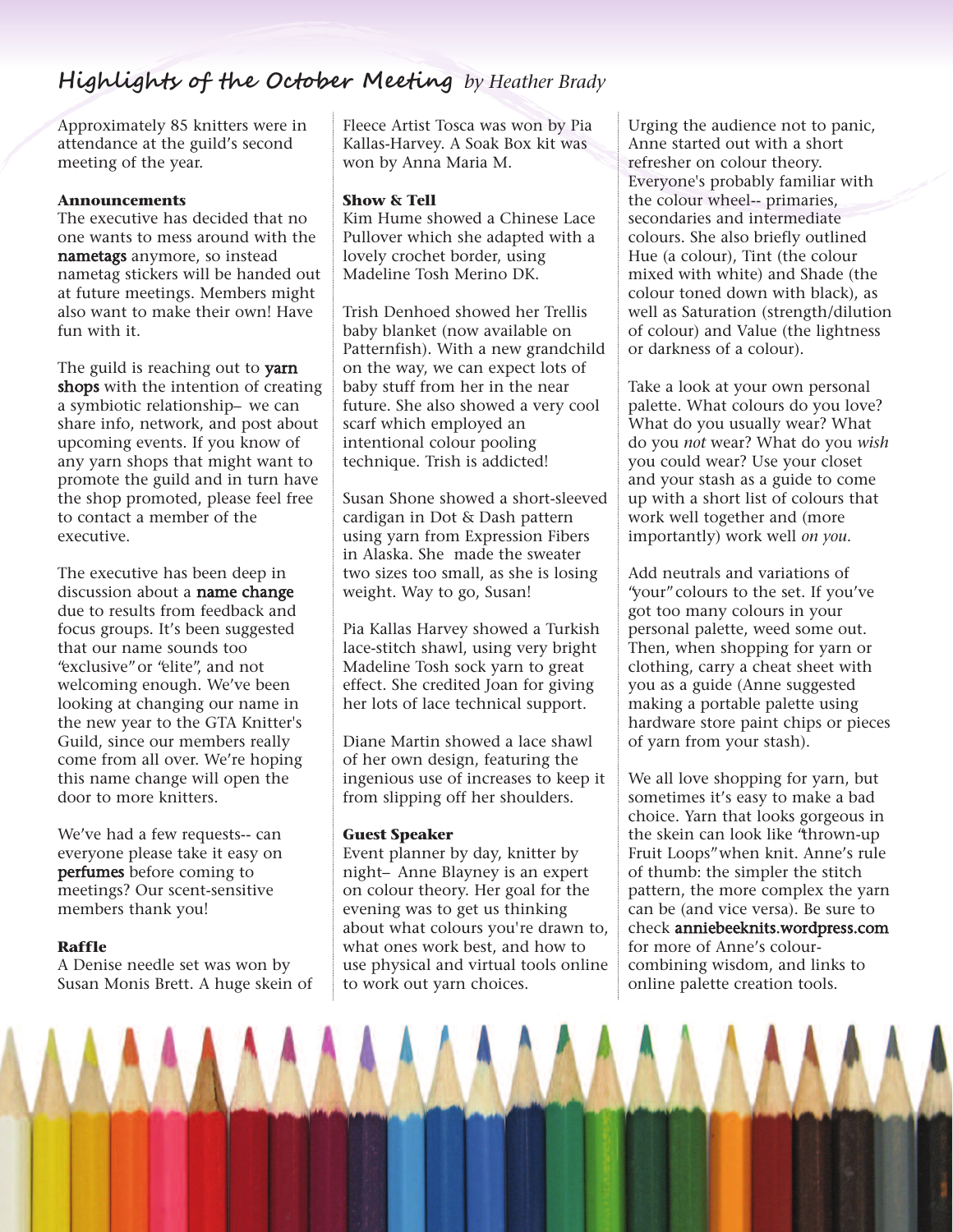## Highlights of the October Meeting *by Heather Brady*

Approximately 85 knitters were in attendance at the guild's second meeting of the year.

**Announcements**

The executive has decided that no one wants to mess around with the **nametags** anymore, so instead nametag stickers will be handed out at future meetings. Members might also want to make their own! Have fun with it.

The guild is reaching out to **yarn shops** with the intention of creating a symbiotic relationship– we can share info, network, and post about upcoming events. If you know of any yarn shops that might want to promote the guild and in turn have the shop promoted, please feel free to contact a member of the executive.

The executive has been deep in discussion about a **name change** due to results from feedback and focus groups. It's been suggested that our name sounds too "exclusive" or "elite", and not welcoming enough. We've been looking at changing our name in the new year to the GTA Knitter's Guild, since our members really come from all over. We're hoping this name change will open the door to more knitters.

We've had a few requests-- can everyone please take it easy on **perfumes** before coming to meetings? Our scent-sensitive members thank you!

**Raffle**

A Denise needle set was won by Susan Monis Brett. A huge skein of Fleece Artist Tosca was won by Pia Kallas-Harvey. A Soak Box kit was won by Anna Maria M.

**Show & Tell**

Kim Hume showed a Chinese Lace Pullover which she adapted with a lovely crochet border, using Madeline Tosh Merino DK.

Trish Denhoed showed her Trellis baby blanket (now available on Patternfish). With a new grandchild on the way, we can expect lots of baby stuff from her in the near future. She also showed a very cool scarf which employed an intentional colour pooling technique. Trish is addicted!

Susan Shone showed a short-sleeved cardigan in Dot & Dash pattern using yarn from Expression Fibers in Alaska. She made the sweater two sizes too small, as she is losing weight. Way to go, Susan!

Pia Kallas Harvey showed a Turkish lace-stitch shawl, using very bright Madeline Tosh sock yarn to great effect. She credited Joan for giving her lots of lace technical support.

Diane Martin showed a lace shawl of her own design, featuring the ingenious use of increases to keep it from slipping off her shoulders.

**Guest Speaker**

Event planner by day, knitter by night– Anne Blayney is an expert on colour theory. Her goal for the evening was to get us thinking about what colours you're drawn to, what ones work best, and how to use physical and virtual tools online to work out yarn choices.

Urging the audience not to panic, Anne started out with a short refresher on colour theory. Everyone's probably familiar with the colour wheel-- primaries, secondaries and intermediate colours. She also briefly outlined Hue (a colour), Tint (the colour mixed with white) and Shade (the colour toned down with black), as well as Saturation (strength/dilution of colour) and Value (the lightness or darkness of a colour).

Take a look at your own personal palette. What colours do you love? What do you usually wear? What do you *not* wear? What do you *wish* you could wear? Use your closet and your stash as a guide to come up with a short list of colours that work well together and (more importantly) work well *on you*.

Add neutrals and variations of "your" colours to the set. If you've got too many colours in your personal palette, weed some out. Then, when shopping for yarn or clothing, carry a cheat sheet with you as a guide (Anne suggested making a portable palette using hardware store paint chips or pieces of yarn from your stash).

We all love shopping for yarn, but sometimes it's easy to make a bad choice. Yarn that looks gorgeous in the skein can look like "thrown-up Fruit Loops" when knit. Anne's rule of thumb: the simpler the stitch pattern, the more complex the yarn can be (and vice versa). Be sure to check **anniebeeknits.wordpress.com** for more of Anne's colour-combining wisdom, and links to online palette creation tools.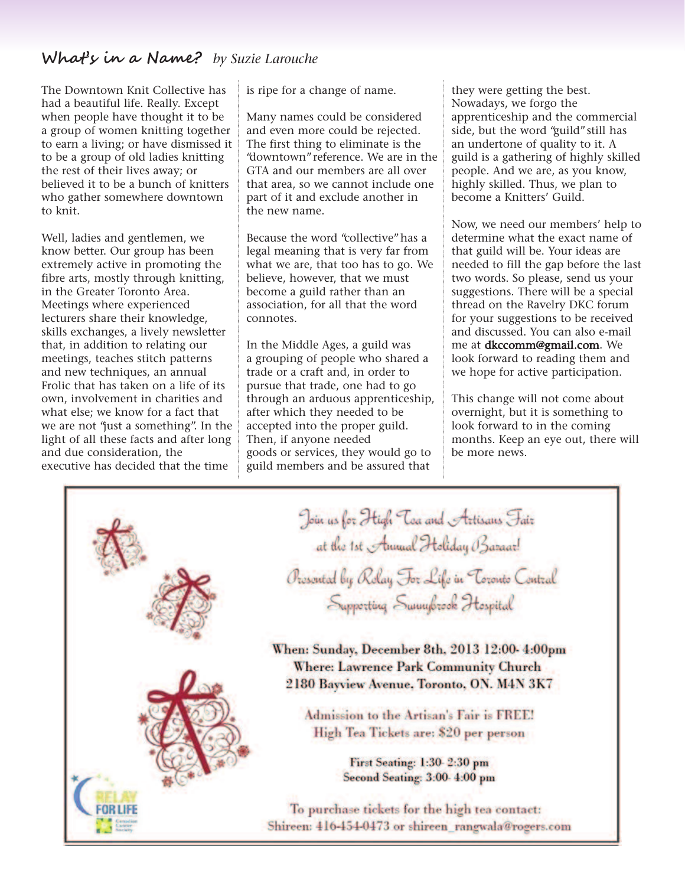## What's in a Name? *by Suzie Larouche*

The Downtown Knit Collective has had a beautiful life. Really. Except when people have thought it to be a group of women knitting together to earn a living; or have dismissed it to be a group of old ladies knitting the rest of their lives away; or believed it to be a bunch of knitters who gather somewhere downtown to knit.

Well, ladies and gentlemen, we know better. Our group has been extremely active in promoting the fibre arts, mostly through knitting, in the Greater Toronto Area. Meetings where experienced lecturers share their knowledge, skills exchanges, a lively newsletter that, in addition to relating our meetings, teaches stitch patterns and new techniques, an annual Frolic that has taken on a life of its own, involvement in charities and what else; we know for a fact that we are not "just a something". In the light of all these facts and after long and due consideration, the executive has decided that the time is ripe for a change of name.

Many names could be considered and even more could be rejected. The first thing to eliminate is the "downtown" reference. We are in the GTA and our members are all over that area, so we cannot include one part of it and exclude another in the new name.

Because the word "collective" has a legal meaning that is very far from what we are, that too has to go. We believe, however, that we must become a guild rather than an association, for all that the word connotes.

In the Middle Ages, a guild was a grouping of people who shared a trade or a craft and, in order to pursue that trade, one had to go through an arduous apprenticeship, after which they needed to be accepted into the proper guild. Then, if anyone needed goods or services, they would go to guild members and be assured that they were getting the best. Nowadays, we forgo the apprenticeship and the commercial side, but the word "guild" still has an undertone of quality to it. A guild is a gathering of highly skilled people. And we are, as you know, highly skilled. Thus, we plan to become a Knitters' Guild.

Now, we need our members' help to determine what the exact name of that guild will be. Your ideas are needed to fill the gap before the last two words. So please, send us your suggestions. There will be a special thread on the Ravelry DKC forum for your suggestions to be received and discussed. You can also e-mail me at **dkccomm@gmail.com**. We look forward to reading them and we hope for active participation.

This change will not come about overnight, but it is something to look forward to in the coming months. Keep an eye out, there will be more news.

---

*Join us for High Tea and Artisans Fair*
*at the 1st Annual Holiday Bazaar!*

*Presented by Relay For Life in Toronto Central*
*Supporting Sunnybrook Hospital*

**When: Sunday, December 8th, 2013 12:00- 4:00pm**
**Where: Lawrence Park Community Church**
**2180 Bayview Avenue, Toronto, ON. M4N 3K7**

Admission to the Artisan's Fair is FREE!
High Tea Tickets are: $20 per person

**First Seating: 1:30- 2:30 pm**
**Second Seating: 3:00- 4:00 pm**

To purchase tickets for the high tea contact:
Shireen: 416-454-0473 or shireen_rangwala@rogers.com

RELAY FOR LIFE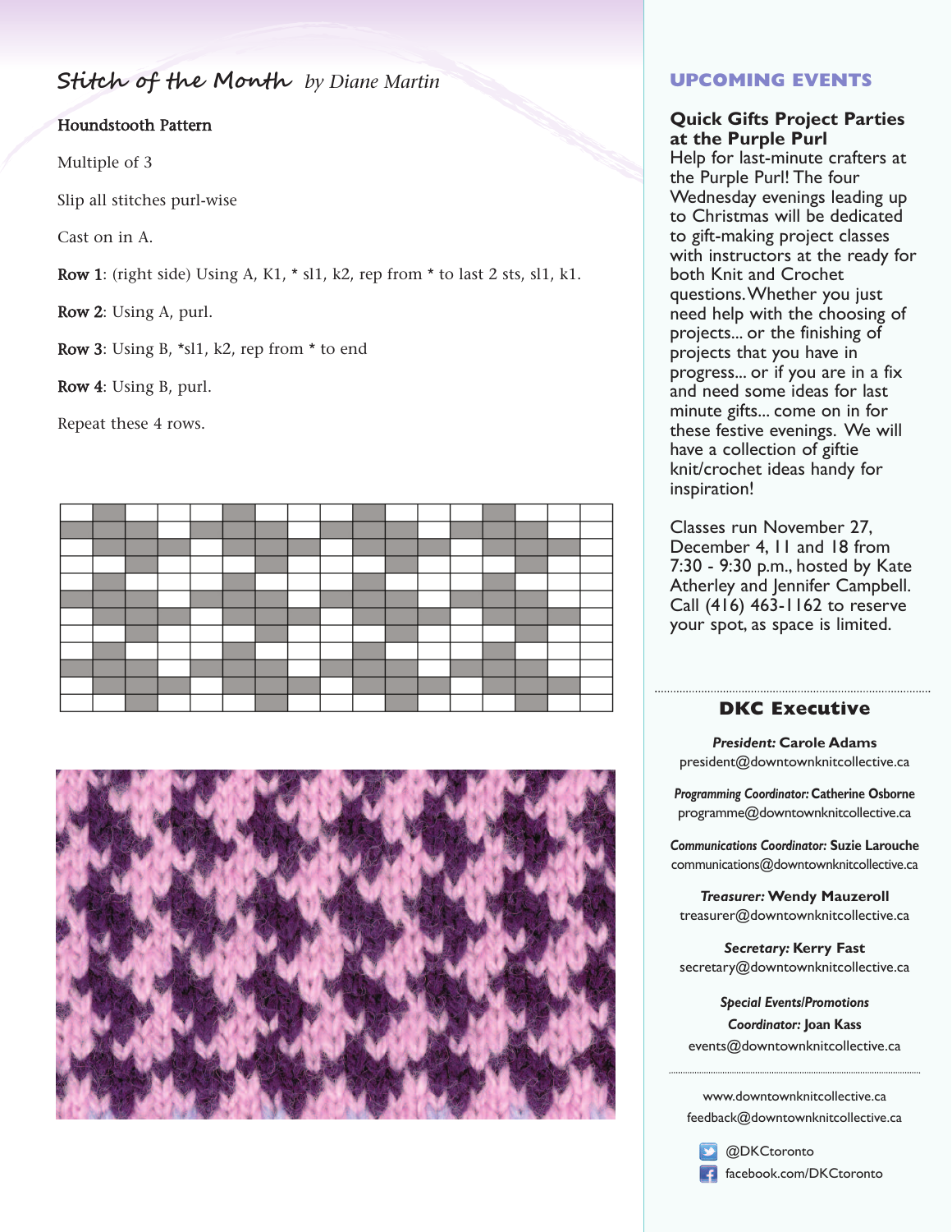## *Stitch of the Month* *by Diane Martin*

**Houndstooth Pattern**

Multiple of 3

Slip all stitches purl-wise

Cast on in A.

**Row 1**: (right side) Using A, K1, * sl1, k2, rep from * to last 2 sts, sl1, k1.

**Row 2**: Using A, purl.

**Row 3**: Using B, *sl1, k2, rep from * to end

**Row 4**: Using B, purl.

Repeat these 4 rows.

## UPCOMING EVENTS

### Quick Gifts Project Parties at the Purple Purl

Help for last-minute crafters at the Purple Purl! The four Wednesday evenings leading up to Christmas will be dedicated to gift-making project classes with instructors at the ready for both Knit and Crochet questions. Whether you just need help with the choosing of projects... or the finishing of projects that you have in progress... or if you are in a fix and need some ideas for last minute gifts... come on in for these festive evenings. We will have a collection of giftie knit/crochet ideas handy for inspiration!

Classes run November 27, December 4, 11 and 18 from 7:30 - 9:30 p.m., hosted by Kate Atherley and Jennifer Campbell. Call (416) 463-1162 to reserve your spot, as space is limited.

## DKC Executive

***President:*** **Carole Adams**
president@downtownknitcollective.ca

***Programming Coordinator:*** **Catherine Osborne**
programme@downtownknitcollective.ca

***Communications Coordinator:*** **Suzie Larouche**
communications@downtownknitcollective.ca

***Treasurer:*** **Wendy Mauzeroll**
treasurer@downtownknitcollective.ca

***Secretary:*** **Kerry Fast**
secretary@downtownknitcollective.ca

***Special Events/Promotions Coordinator:*** **Joan Kass**
events@downtownknitcollective.ca

www.downtownknitcollective.ca
feedback@downtownknitcollective.ca

@DKCtoronto
facebook.com/DKCtoronto